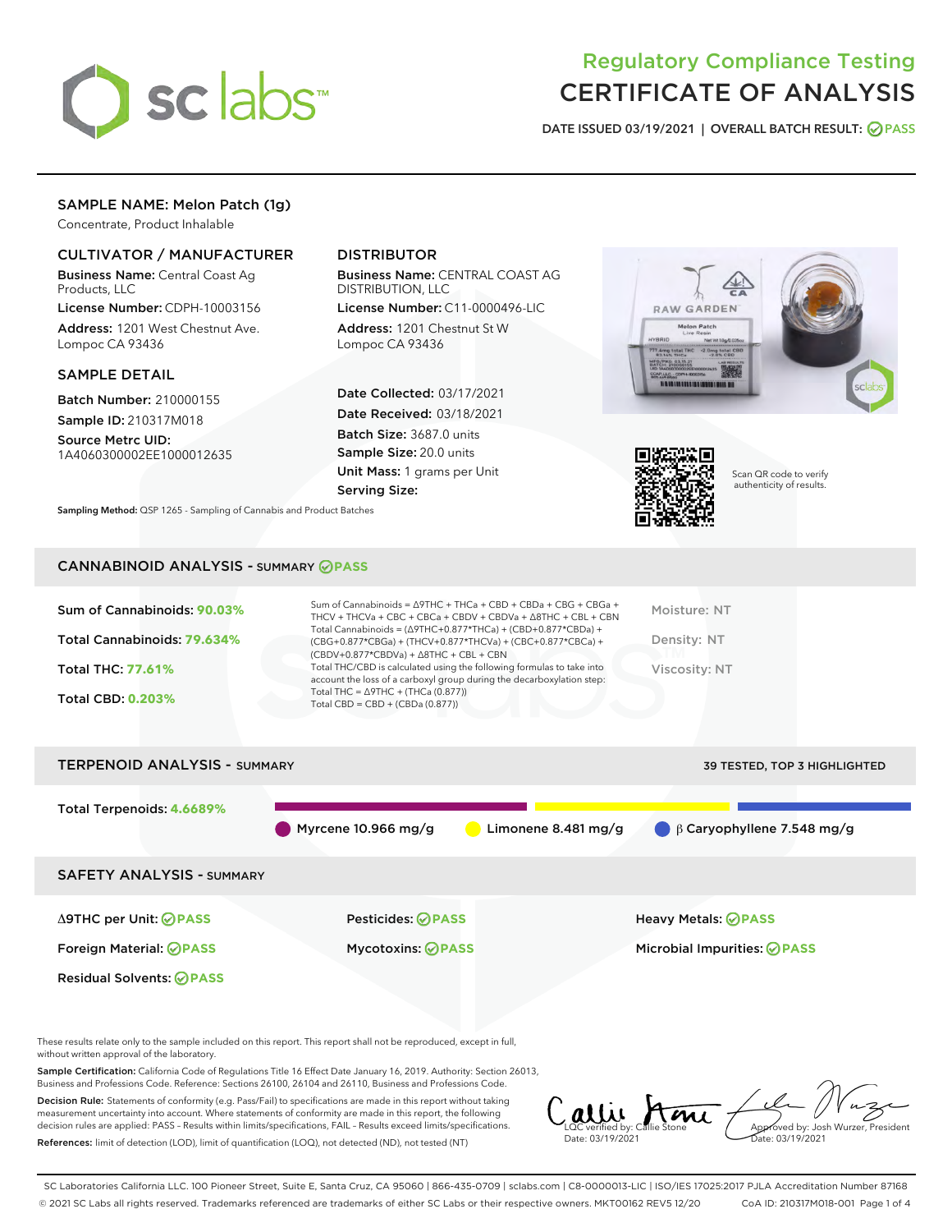# Regulatory Compliance Testing
# CERTIFICATE OF ANALYSIS

DATE ISSUED 03/19/2021 | OVERALL BATCH RESULT: PASS

## SAMPLE NAME: Melon Patch (1g)

Concentrate, Product Inhalable

### CULTIVATOR / MANUFACTURER

**Business Name:** Central Coast Ag Products, LLC

**License Number:** CDPH-10003156

**Address:** 1201 West Chestnut Ave. Lompoc CA 93436

### DISTRIBUTOR

**Business Name:** CENTRAL COAST AG DISTRIBUTION, LLC

**License Number:** C11-0000496-LIC

**Address:** 1201 Chestnut St W Lompoc CA 93436

### SAMPLE DETAIL

**Batch Number:** 210000155

**Sample ID:** 210317M018

**Source Metrc UID:** 1A4060300002EE1000012635

**Date Collected:** 03/17/2021

**Date Received:** 03/18/2021

**Batch Size:** 3687.0 units

**Sample Size:** 20.0 units

**Unit Mass:** 1 grams per Unit

**Serving Size:**

Scan QR code to verify authenticity of results.

**Sampling Method:** QSP 1265 - Sampling of Cannabis and Product Batches

## CANNABINOID ANALYSIS - SUMMARY PASS

**Sum of Cannabinoids:** 90.03%

**Total Cannabinoids:** 79.634%

**Total THC:** 77.61%

**Total CBD:** 0.203%

Sum of Cannabinoids = Δ9THC + THCa + CBD + CBDa + CBG + CBGa + THCV + THCVa + CBC + CBCa + CBDV + CBDVa + Δ8THC + CBL + CBN

Total Cannabinoids = (Δ9THC+0.877*THCa) + (CBD+0.877*CBDa) + (CBG+0.877*CBGa) + (THCV+0.877*THCVa) + (CBC+0.877*CBCa) + (CBDV+0.877*CBDVa) + Δ8THC + CBL + CBN

Total THC/CBD is calculated using the following formulas to take into account the loss of a carboxyl group during the decarboxylation step:

Total THC = Δ9THC + (THCa (0.877))

Total CBD = CBD + (CBDa (0.877))

Moisture: NT

Density: NT

Viscosity: NT

## TERPENOID ANALYSIS - SUMMARY

39 TESTED, TOP 3 HIGHLIGHTED

**Total Terpenoids:** 4.6689%

Myrcene 10.966 mg/g | Limonene 8.481 mg/g | β Caryophyllene 7.548 mg/g

## SAFETY ANALYSIS - SUMMARY

Δ9THC per Unit: PASS

Pesticides: PASS

Heavy Metals: PASS

Foreign Material: PASS

Mycotoxins: PASS

Microbial Impurities: PASS

Residual Solvents: PASS

These results relate only to the sample included on this report. This report shall not be reproduced, except in full, without written approval of the laboratory.

**Sample Certification:** California Code of Regulations Title 16 Effect Date January 16, 2019. Authority: Section 26013, Business and Professions Code. Reference: Sections 26100, 26104 and 26110, Business and Professions Code.

**Decision Rule:** Statements of conformity (e.g. Pass/Fail) to specifications are made in this report without taking measurement uncertainty into account. Where statements of conformity are made in this report, the following decision rules are applied: PASS – Results within limits/specifications, FAIL – Results exceed limits/specifications.

**References:** limit of detection (LOD), limit of quantification (LOQ), not detected (ND), not tested (NT)

LQC verified by: Callie Stone
Date: 03/19/2021

Approved by: Josh Wurzer, President
Date: 03/19/2021

SC Laboratories California LLC. 100 Pioneer Street, Suite E, Santa Cruz, CA 95060 | 866-435-0709 | sclabs.com | C8-0000013-LIC | ISO/IES 17025:2017 PJLA Accreditation Number 87168
© 2021 SC Labs all rights reserved. Trademarks referenced are trademarks of either SC Labs or their respective owners. MKT00162 REV5 12/20 CoA ID: 210317M018-001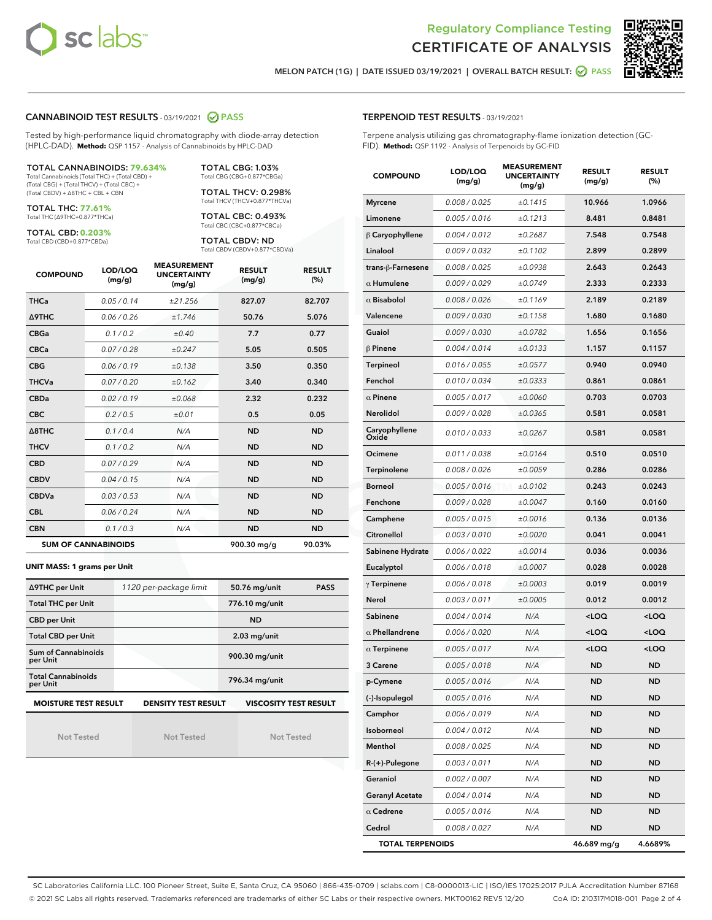# Regulatory Compliance Testing
## CERTIFICATE OF ANALYSIS

MELON PATCH (1G) | DATE ISSUED 03/19/2021 | OVERALL BATCH RESULT: PASS

## CANNABINOID TEST RESULTS - 03/19/2021 PASS

Tested by high-performance liquid chromatography with diode-array detection (HPLC-DAD). **Method:** QSP 1157 - Analysis of Cannabinoids by HPLC-DAD

**TOTAL CANNABINOIDS: 79.634%**
Total Cannabinoids (Total THC) + (Total CBD) + (Total CBG) + (Total THCV) + (Total CBC) + (Total CBDV) + Δ8THC + CBL + CBN

**TOTAL THC: 77.61%**
Total THC (Δ9THC+0.877*THCa)

**TOTAL CBD: 0.203%**
Total CBD (CBD+0.877*CBDa)

**TOTAL CBG: 1.03%**
Total CBG (CBG+0.877*CBGa)

**TOTAL THCV: 0.298%**
Total THCV (THCV+0.877*THCVa)

**TOTAL CBC: 0.493%**
Total CBC (CBC+0.877*CBCa)

**TOTAL CBDV: ND**
Total CBDV (CBDV+0.877*CBDVa)

| COMPOUND | LOD/LOQ (mg/g) | MEASUREMENT UNCERTAINTY (mg/g) | RESULT (mg/g) | RESULT (%) |
|---|---|---|---|---|
| THCa | 0.05 / 0.14 | ±21.256 | 827.07 | 82.707 |
| Δ9THC | 0.06 / 0.26 | ±1.746 | 50.76 | 5.076 |
| CBGa | 0.1 / 0.2 | ±0.40 | 7.7 | 0.77 |
| CBCa | 0.07 / 0.28 | ±0.247 | 5.05 | 0.505 |
| CBG | 0.06 / 0.19 | ±0.138 | 3.50 | 0.350 |
| THCVa | 0.07 / 0.20 | ±0.162 | 3.40 | 0.340 |
| CBDa | 0.02 / 0.19 | ±0.068 | 2.32 | 0.232 |
| CBC | 0.2 / 0.5 | ±0.01 | 0.5 | 0.05 |
| Δ8THC | 0.1 / 0.4 | N/A | ND | ND |
| THCV | 0.1 / 0.2 | N/A | ND | ND |
| CBD | 0.07 / 0.29 | N/A | ND | ND |
| CBDV | 0.04 / 0.15 | N/A | ND | ND |
| CBDVa | 0.03 / 0.53 | N/A | ND | ND |
| CBL | 0.06 / 0.24 | N/A | ND | ND |
| CBN | 0.1 / 0.3 | N/A | ND | ND |
| **SUM OF CANNABINOIDS** | | | **900.30 mg/g** | **90.03%** |

**UNIT MASS: 1 grams per Unit**

| | | | |
|---|---|---|---|
| Δ9THC per Unit | 1120 per-package limit | 50.76 mg/unit | PASS |
| Total THC per Unit | | 776.10 mg/unit | |
| CBD per Unit | | ND | |
| Total CBD per Unit | | 2.03 mg/unit | |
| Sum of Cannabinoids per Unit | | 900.30 mg/unit | |
| Total Cannabinoids per Unit | | 796.34 mg/unit | |

| MOISTURE TEST RESULT | DENSITY TEST RESULT | VISCOSITY TEST RESULT |
|---|---|---|
| Not Tested | Not Tested | Not Tested |

## TERPENOID TEST RESULTS - 03/19/2021

Terpene analysis utilizing gas chromatography-flame ionization detection (GC-FID). **Method:** QSP 1192 - Analysis of Terpenoids by GC-FID

| COMPOUND | LOD/LOQ (mg/g) | MEASUREMENT UNCERTAINTY (mg/g) | RESULT (mg/g) | RESULT (%) |
|---|---|---|---|---|
| Myrcene | 0.008 / 0.025 | ±0.1415 | 10.966 | 1.0966 |
| Limonene | 0.005 / 0.016 | ±0.1213 | 8.481 | 0.8481 |
| β Caryophyllene | 0.004 / 0.012 | ±0.2687 | 7.548 | 0.7548 |
| Linalool | 0.009 / 0.032 | ±0.1102 | 2.899 | 0.2899 |
| trans-β-Farnesene | 0.008 / 0.025 | ±0.0938 | 2.643 | 0.2643 |
| α Humulene | 0.009 / 0.029 | ±0.0749 | 2.333 | 0.2333 |
| α Bisabolol | 0.008 / 0.026 | ±0.1169 | 2.189 | 0.2189 |
| Valencene | 0.009 / 0.030 | ±0.1158 | 1.680 | 0.1680 |
| Guaiol | 0.009 / 0.030 | ±0.0782 | 1.656 | 0.1656 |
| β Pinene | 0.004 / 0.014 | ±0.0133 | 1.157 | 0.1157 |
| Terpineol | 0.016 / 0.055 | ±0.0577 | 0.940 | 0.0940 |
| Fenchol | 0.010 / 0.034 | ±0.0333 | 0.861 | 0.0861 |
| α Pinene | 0.005 / 0.017 | ±0.0060 | 0.703 | 0.0703 |
| Nerolidol | 0.009 / 0.028 | ±0.0365 | 0.581 | 0.0581 |
| Caryophyllene Oxide | 0.010 / 0.033 | ±0.0267 | 0.581 | 0.0581 |
| Ocimene | 0.011 / 0.038 | ±0.0164 | 0.510 | 0.0510 |
| Terpinolene | 0.008 / 0.026 | ±0.0059 | 0.286 | 0.0286 |
| Borneol | 0.005 / 0.016 | ±0.0102 | 0.243 | 0.0243 |
| Fenchone | 0.009 / 0.028 | ±0.0047 | 0.160 | 0.0160 |
| Camphene | 0.005 / 0.015 | ±0.0016 | 0.136 | 0.0136 |
| Citronellol | 0.003 / 0.010 | ±0.0020 | 0.041 | 0.0041 |
| Sabinene Hydrate | 0.006 / 0.022 | ±0.0014 | 0.036 | 0.0036 |
| Eucalyptol | 0.006 / 0.018 | ±0.0007 | 0.028 | 0.0028 |
| γ Terpinene | 0.006 / 0.018 | ±0.0003 | 0.019 | 0.0019 |
| Nerol | 0.003 / 0.011 | ±0.0005 | 0.012 | 0.0012 |
| Sabinene | 0.004 / 0.014 | N/A | <LOQ | <LOQ |
| α Phellandrene | 0.006 / 0.020 | N/A | <LOQ | <LOQ |
| α Terpinene | 0.005 / 0.017 | N/A | <LOQ | <LOQ |
| 3 Carene | 0.005 / 0.018 | N/A | ND | ND |
| p-Cymene | 0.005 / 0.016 | N/A | ND | ND |
| (-)-Isopulegol | 0.005 / 0.016 | N/A | ND | ND |
| Camphor | 0.006 / 0.019 | N/A | ND | ND |
| Isoborneol | 0.004 / 0.012 | N/A | ND | ND |
| Menthol | 0.008 / 0.025 | N/A | ND | ND |
| R-(+)-Pulegone | 0.003 / 0.011 | N/A | ND | ND |
| Geraniol | 0.002 / 0.007 | N/A | ND | ND |
| Geranyl Acetate | 0.004 / 0.014 | N/A | ND | ND |
| α Cedrene | 0.005 / 0.016 | N/A | ND | ND |
| Cedrol | 0.008 / 0.027 | N/A | ND | ND |
| **TOTAL TERPENOIDS** | | | **46.689 mg/g** | **4.6689%** |

SC Laboratories California LLC. 100 Pioneer Street, Suite E, Santa Cruz, CA 95060 | 866-435-0709 | sclabs.com | C8-0000013-LIC | ISO/IES 17025:2017 PJLA Accreditation Number 87168
© 2021 SC Labs all rights reserved. Trademarks referenced are trademarks of either SC Labs or their respective owners. MKT00162 REV5 12/20 CoA ID: 210317M018-001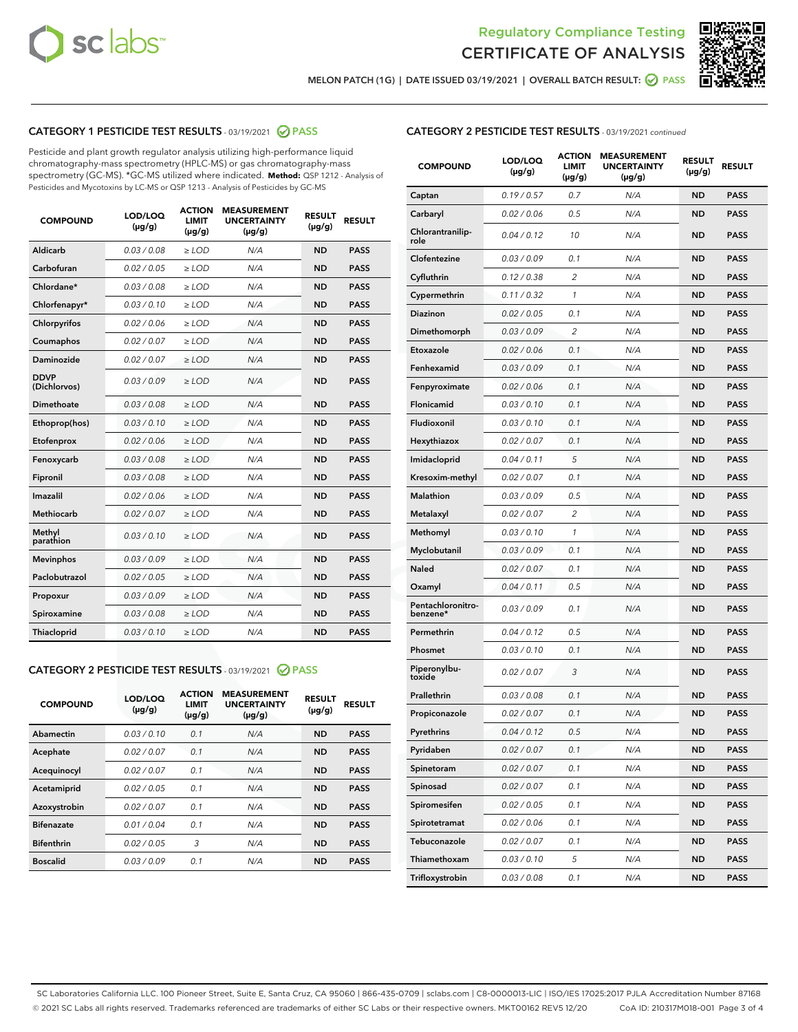Regulatory Compliance Testing

# CERTIFICATE OF ANALYSIS

MELON PATCH (1G) | DATE ISSUED 03/19/2021 | OVERALL BATCH RESULT: PASS

## CATEGORY 1 PESTICIDE TEST RESULTS - 03/19/2021 PASS

Pesticide and plant growth regulator analysis utilizing high-performance liquid chromatography-mass spectrometry (HPLC-MS) or gas chromatography-mass spectrometry (GC-MS). *GC-MS utilized where indicated. **Method:** QSP 1212 - Analysis of Pesticides and Mycotoxins by LC-MS or QSP 1213 - Analysis of Pesticides by GC-MS

| COMPOUND | LOD/LOQ (µg/g) | ACTION LIMIT (µg/g) | MEASUREMENT UNCERTAINTY (µg/g) | RESULT (µg/g) | RESULT |
|---|---|---|---|---|---|
| Aldicarb | 0.03 / 0.08 | ≥ LOD | N/A | ND | PASS |
| Carbofuran | 0.02 / 0.05 | ≥ LOD | N/A | ND | PASS |
| Chlordane* | 0.03 / 0.08 | ≥ LOD | N/A | ND | PASS |
| Chlorfenapyr* | 0.03 / 0.10 | ≥ LOD | N/A | ND | PASS |
| Chlorpyrifos | 0.02 / 0.06 | ≥ LOD | N/A | ND | PASS |
| Coumaphos | 0.02 / 0.07 | ≥ LOD | N/A | ND | PASS |
| Daminozide | 0.02 / 0.07 | ≥ LOD | N/A | ND | PASS |
| DDVP (Dichlorvos) | 0.03 / 0.09 | ≥ LOD | N/A | ND | PASS |
| Dimethoate | 0.03 / 0.08 | ≥ LOD | N/A | ND | PASS |
| Ethoprop(hos) | 0.03 / 0.10 | ≥ LOD | N/A | ND | PASS |
| Etofenprox | 0.02 / 0.06 | ≥ LOD | N/A | ND | PASS |
| Fenoxycarb | 0.03 / 0.08 | ≥ LOD | N/A | ND | PASS |
| Fipronil | 0.03 / 0.08 | ≥ LOD | N/A | ND | PASS |
| Imazalil | 0.02 / 0.06 | ≥ LOD | N/A | ND | PASS |
| Methiocarb | 0.02 / 0.07 | ≥ LOD | N/A | ND | PASS |
| Methyl parathion | 0.03 / 0.10 | ≥ LOD | N/A | ND | PASS |
| Mevinphos | 0.03 / 0.09 | ≥ LOD | N/A | ND | PASS |
| Paclobutrazol | 0.02 / 0.05 | ≥ LOD | N/A | ND | PASS |
| Propoxur | 0.03 / 0.09 | ≥ LOD | N/A | ND | PASS |
| Spiroxamine | 0.03 / 0.08 | ≥ LOD | N/A | ND | PASS |
| Thiacloprid | 0.03 / 0.10 | ≥ LOD | N/A | ND | PASS |

## CATEGORY 2 PESTICIDE TEST RESULTS - 03/19/2021 PASS

| COMPOUND | LOD/LOQ (µg/g) | ACTION LIMIT (µg/g) | MEASUREMENT UNCERTAINTY (µg/g) | RESULT (µg/g) | RESULT |
|---|---|---|---|---|---|
| Abamectin | 0.03 / 0.10 | 0.1 | N/A | ND | PASS |
| Acephate | 0.02 / 0.07 | 0.1 | N/A | ND | PASS |
| Acequinocyl | 0.02 / 0.07 | 0.1 | N/A | ND | PASS |
| Acetamiprid | 0.02 / 0.05 | 0.1 | N/A | ND | PASS |
| Azoxystrobin | 0.02 / 0.07 | 0.1 | N/A | ND | PASS |
| Bifenazate | 0.01 / 0.04 | 0.1 | N/A | ND | PASS |
| Bifenthrin | 0.02 / 0.05 | 3 | N/A | ND | PASS |
| Boscalid | 0.03 / 0.09 | 0.1 | N/A | ND | PASS |
| Captan | 0.19 / 0.57 | 0.7 | N/A | ND | PASS |
| Carbaryl | 0.02 / 0.06 | 0.5 | N/A | ND | PASS |
| Chlorantraniliprole | 0.04 / 0.12 | 10 | N/A | ND | PASS |
| Clofentezine | 0.03 / 0.09 | 0.1 | N/A | ND | PASS |
| Cyfluthrin | 0.12 / 0.38 | 2 | N/A | ND | PASS |
| Cypermethrin | 0.11 / 0.32 | 1 | N/A | ND | PASS |
| Diazinon | 0.02 / 0.05 | 0.1 | N/A | ND | PASS |
| Dimethomorph | 0.03 / 0.09 | 2 | N/A | ND | PASS |
| Etoxazole | 0.02 / 0.06 | 0.1 | N/A | ND | PASS |
| Fenhexamid | 0.03 / 0.09 | 0.1 | N/A | ND | PASS |
| Fenpyroximate | 0.02 / 0.06 | 0.1 | N/A | ND | PASS |
| Flonicamid | 0.03 / 0.10 | 0.1 | N/A | ND | PASS |
| Fludioxonil | 0.03 / 0.10 | 0.1 | N/A | ND | PASS |
| Hexythiazox | 0.02 / 0.07 | 0.1 | N/A | ND | PASS |
| Imidacloprid | 0.04 / 0.11 | 5 | N/A | ND | PASS |
| Kresoxim-methyl | 0.02 / 0.07 | 0.1 | N/A | ND | PASS |
| Malathion | 0.03 / 0.09 | 0.5 | N/A | ND | PASS |
| Metalaxyl | 0.02 / 0.07 | 2 | N/A | ND | PASS |
| Methomyl | 0.03 / 0.10 | 1 | N/A | ND | PASS |
| Myclobutanil | 0.03 / 0.09 | 0.1 | N/A | ND | PASS |
| Naled | 0.02 / 0.07 | 0.1 | N/A | ND | PASS |
| Oxamyl | 0.04 / 0.11 | 0.5 | N/A | ND | PASS |
| Pentachloronitrobenzene* | 0.03 / 0.09 | 0.1 | N/A | ND | PASS |
| Permethrin | 0.04 / 0.12 | 0.5 | N/A | ND | PASS |
| Phosmet | 0.03 / 0.10 | 0.1 | N/A | ND | PASS |
| Piperonylbutoxide | 0.02 / 0.07 | 3 | N/A | ND | PASS |
| Prallethrin | 0.03 / 0.08 | 0.1 | N/A | ND | PASS |
| Propiconazole | 0.02 / 0.07 | 0.1 | N/A | ND | PASS |
| Pyrethrins | 0.04 / 0.12 | 0.5 | N/A | ND | PASS |
| Pyridaben | 0.02 / 0.07 | 0.1 | N/A | ND | PASS |
| Spinetoram | 0.02 / 0.07 | 0.1 | N/A | ND | PASS |
| Spinosad | 0.02 / 0.07 | 0.1 | N/A | ND | PASS |
| Spiromesifen | 0.02 / 0.05 | 0.1 | N/A | ND | PASS |
| Spirotetramat | 0.02 / 0.06 | 0.1 | N/A | ND | PASS |
| Tebuconazole | 0.02 / 0.07 | 0.1 | N/A | ND | PASS |
| Thiamethoxam | 0.03 / 0.10 | 5 | N/A | ND | PASS |
| Trifloxystrobin | 0.03 / 0.08 | 0.1 | N/A | ND | PASS |

SC Laboratories California LLC. 100 Pioneer Street, Suite E, Santa Cruz, CA 95060 | 866-435-0709 | sclabs.com | C8-0000013-LIC | ISO/IES 17025:2017 PJLA Accreditation Number 87168
© 2021 SC Labs all rights reserved. Trademarks referenced are trademarks of either SC Labs or their respective owners. MKT00162 REV5 12/20 CoA ID: 210317M018-001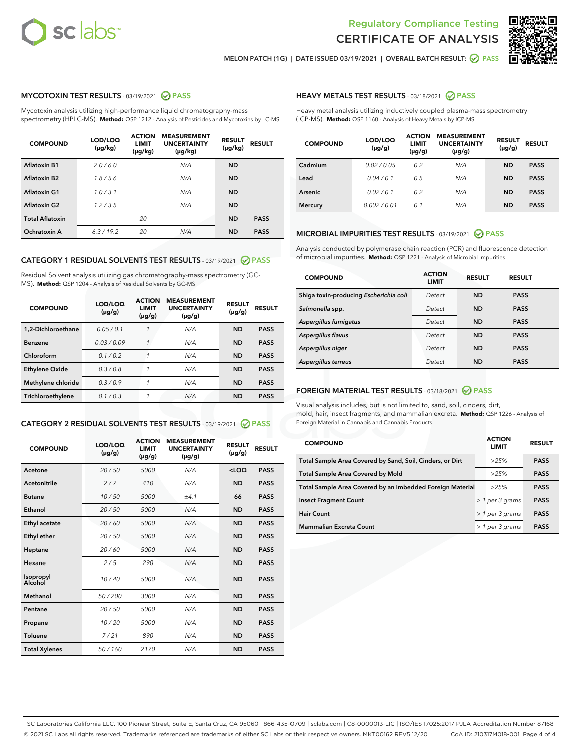Regulatory Compliance Testing
# CERTIFICATE OF ANALYSIS

MELON PATCH (1G) | DATE ISSUED 03/19/2021 | OVERALL BATCH RESULT: PASS

## MYCOTOXIN TEST RESULTS - 03/19/2021 PASS

Mycotoxin analysis utilizing high-performance liquid chromatography-mass spectrometry (HPLC-MS). **Method:** QSP 1212 - Analysis of Pesticides and Mycotoxins by LC-MS

| COMPOUND | LOD/LOQ (µg/kg) | ACTION LIMIT (µg/kg) | MEASUREMENT UNCERTAINTY (µg/kg) | RESULT (µg/kg) | RESULT |
|---|---|---|---|---|---|
| Aflatoxin B1 | 2.0 / 6.0 | | N/A | ND | |
| Aflatoxin B2 | 1.8 / 5.6 | | N/A | ND | |
| Aflatoxin G1 | 1.0 / 3.1 | | N/A | ND | |
| Aflatoxin G2 | 1.2 / 3.5 | | N/A | ND | |
| Total Aflatoxin | | 20 | | ND | PASS |
| Ochratoxin A | 6.3 / 19.2 | 20 | N/A | ND | PASS |

## CATEGORY 1 RESIDUAL SOLVENTS TEST RESULTS - 03/19/2021 PASS

Residual Solvent analysis utilizing gas chromatography-mass spectrometry (GC-MS). **Method:** QSP 1204 - Analysis of Residual Solvents by GC-MS

| COMPOUND | LOD/LOQ (µg/g) | ACTION LIMIT (µg/g) | MEASUREMENT UNCERTAINTY (µg/g) | RESULT (µg/g) | RESULT |
|---|---|---|---|---|---|
| 1,2-Dichloroethane | 0.05 / 0.1 | 1 | N/A | ND | PASS |
| Benzene | 0.03 / 0.09 | 1 | N/A | ND | PASS |
| Chloroform | 0.1 / 0.2 | 1 | N/A | ND | PASS |
| Ethylene Oxide | 0.3 / 0.8 | 1 | N/A | ND | PASS |
| Methylene chloride | 0.3 / 0.9 | 1 | N/A | ND | PASS |
| Trichloroethylene | 0.1 / 0.3 | 1 | N/A | ND | PASS |

## CATEGORY 2 RESIDUAL SOLVENTS TEST RESULTS - 03/19/2021 PASS

| COMPOUND | LOD/LOQ (µg/g) | ACTION LIMIT (µg/g) | MEASUREMENT UNCERTAINTY (µg/g) | RESULT (µg/g) | RESULT |
|---|---|---|---|---|---|
| Acetone | 20 / 50 | 5000 | N/A | <LOQ | PASS |
| Acetonitrile | 2 / 7 | 410 | N/A | ND | PASS |
| Butane | 10 / 50 | 5000 | ±4.1 | 66 | PASS |
| Ethanol | 20 / 50 | 5000 | N/A | ND | PASS |
| Ethyl acetate | 20 / 60 | 5000 | N/A | ND | PASS |
| Ethyl ether | 20 / 50 | 5000 | N/A | ND | PASS |
| Heptane | 20 / 60 | 5000 | N/A | ND | PASS |
| Hexane | 2 / 5 | 290 | N/A | ND | PASS |
| Isopropyl Alcohol | 10 / 40 | 5000 | N/A | ND | PASS |
| Methanol | 50 / 200 | 3000 | N/A | ND | PASS |
| Pentane | 20 / 50 | 5000 | N/A | ND | PASS |
| Propane | 10 / 20 | 5000 | N/A | ND | PASS |
| Toluene | 7 / 21 | 890 | N/A | ND | PASS |
| Total Xylenes | 50 / 160 | 2170 | N/A | ND | PASS |

## HEAVY METALS TEST RESULTS - 03/18/2021 PASS

Heavy metal analysis utilizing inductively coupled plasma-mass spectrometry (ICP-MS). **Method:** QSP 1160 - Analysis of Heavy Metals by ICP-MS

| COMPOUND | LOD/LOQ (µg/g) | ACTION LIMIT (µg/g) | MEASUREMENT UNCERTAINTY (µg/g) | RESULT (µg/g) | RESULT |
|---|---|---|---|---|---|
| Cadmium | 0.02 / 0.05 | 0.2 | N/A | ND | PASS |
| Lead | 0.04 / 0.1 | 0.5 | N/A | ND | PASS |
| Arsenic | 0.02 / 0.1 | 0.2 | N/A | ND | PASS |
| Mercury | 0.002 / 0.01 | 0.1 | N/A | ND | PASS |

## MICROBIAL IMPURITIES TEST RESULTS - 03/19/2021 PASS

Analysis conducted by polymerase chain reaction (PCR) and fluorescence detection of microbial impurities. **Method:** QSP 1221 - Analysis of Microbial Impurities

| COMPOUND | ACTION LIMIT | RESULT | RESULT |
|---|---|---|---|
| *Shiga toxin-producing Escherichia coli* | Detect | ND | PASS |
| *Salmonella* spp. | Detect | ND | PASS |
| *Aspergillus fumigatus* | Detect | ND | PASS |
| *Aspergillus flavus* | Detect | ND | PASS |
| *Aspergillus niger* | Detect | ND | PASS |
| *Aspergillus terreus* | Detect | ND | PASS |

## FOREIGN MATERIAL TEST RESULTS - 03/18/2021 PASS

Visual analysis includes, but is not limited to, sand, soil, cinders, dirt, mold, hair, insect fragments, and mammalian excreta. **Method:** QSP 1226 - Analysis of Foreign Material in Cannabis and Cannabis Products

| COMPOUND | ACTION LIMIT | RESULT |
|---|---|---|
| Total Sample Area Covered by Sand, Soil, Cinders, or Dirt | >25% | PASS |
| Total Sample Area Covered by Mold | >25% | PASS |
| Total Sample Area Covered by an Imbedded Foreign Material | >25% | PASS |
| Insect Fragment Count | > 1 per 3 grams | PASS |
| Hair Count | > 1 per 3 grams | PASS |
| Mammalian Excreta Count | > 1 per 3 grams | PASS |

SC Laboratories California LLC. 100 Pioneer Street, Suite E, Santa Cruz, CA 95060 | 866-435-0709 | sclabs.com | C8-0000013-LIC | ISO/IES 17025:2017 PJLA Accreditation Number 87168
© 2021 SC Labs all rights reserved. Trademarks referenced are trademarks of either SC Labs or their respective owners. MKT00162 REV5 12/20 CoA ID: 210317M018-001